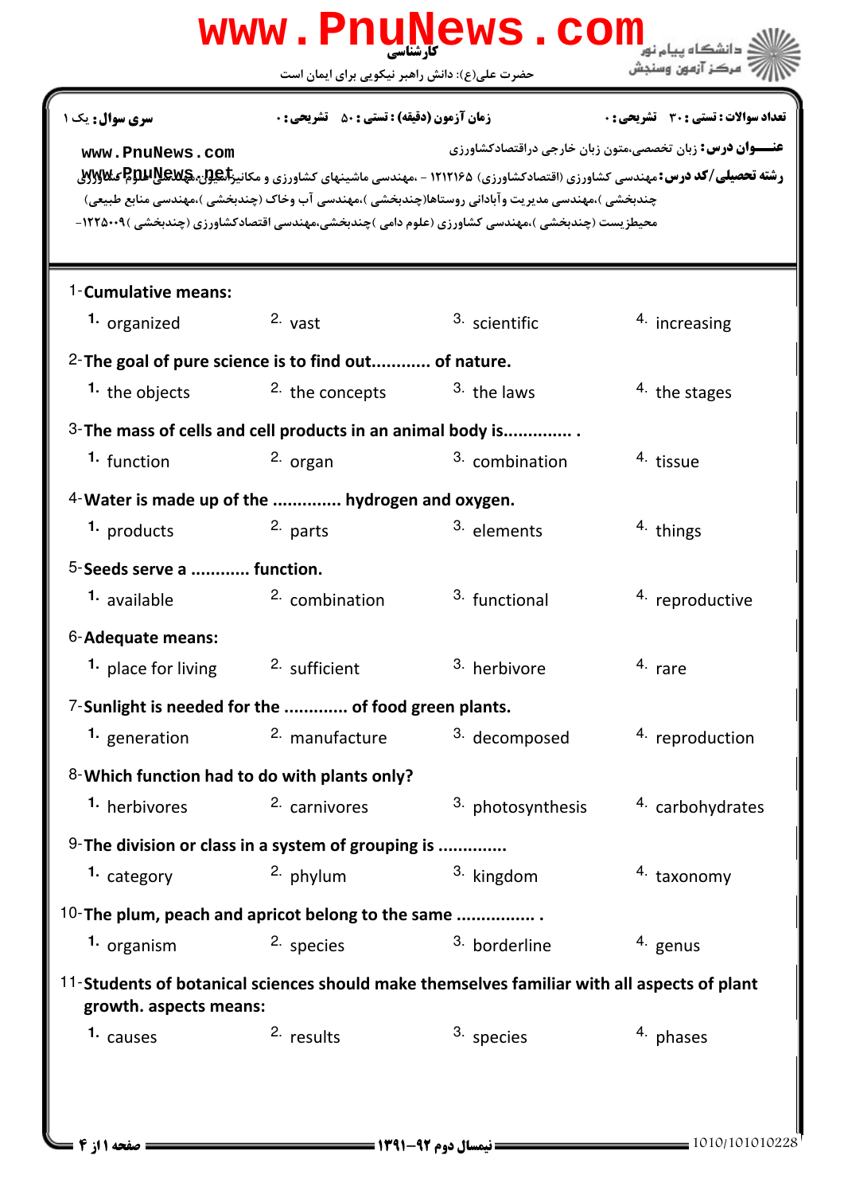www.PnuNews.com

کارشناسی

حضرت علی(ع): دانش راهبر نیکویی برای ایمان است

دانشگاه پیام نور
مرکز آزمون وسنجش

**تعداد سوالات : تستی : ۳۰ تشریحی : ۰** **زمان آزمون (دقیقه) : تستی : ۵۰ تشریحی : ۰** **سری سوال : یک ۱**

**عنـــوان درس:** زبان تخصصی،متون زبان خارجی دراقتصادکشاورزی

www.PnuNews.com

**رشته تحصیلی/کد درس:** مهندسی کشاورزی (اقتصادکشاورزی) ۱۲۱۲۱۶۵ - ،مهندسی ماشینهای کشاورزی و مکانیزاسیون،مهندسی علوم کشاورزی (چندبخشی )،مهندسی مدیریت وآبادانی روستاها(چندبخشی )،مهندسی آب وخاک (چندبخشی )،مهندسی منابع طبیعی محیطزیست (چندبخشی )،مهندسی کشاورزی (علوم دامی )چندبخشی،مهندسی اقتصادکشاورزی (چندبخشی )۱۲۲۵۰۰۹-

www.PnuNews.net

1-**Cumulative means:**

1. organized 2. vast 3. scientific 4. increasing

2-**The goal of pure science is to find out............ of nature.**

1. the objects 2. the concepts 3. the laws 4. the stages

3-**The mass of cells and cell products in an animal body is............. .**

1. function 2. organ 3. combination 4. tissue

4-**Water is made up of the ............. hydrogen and oxygen.**

1. products 2. parts 3. elements 4. things

5-**Seeds serve a ............ function.**

1. available 2. combination 3. functional 4. reproductive

6-**Adequate means:**

1. place for living 2. sufficient 3. herbivore 4. rare

7-**Sunlight is needed for the ............. of food green plants.**

1. generation 2. manufacture 3. decomposed 4. reproduction

8-**Which function had to do with plants only?**

1. herbivores 2. carnivores 3. photosynthesis 4. carbohydrates

9-**The division or class in a system of grouping is .............**

1. category 2. phylum 3. kingdom 4. taxonomy

10-**The plum, peach and apricot belong to the same ................ .**

1. organism 2. species 3. borderline 4. genus

11-**Students of botanical sciences should make themselves familiar with all aspects of plant growth. aspects means:**

1. causes 2. results 3. species 4. phases

نیمسال دوم ۹۲-۱۳۹۱

1010/101010228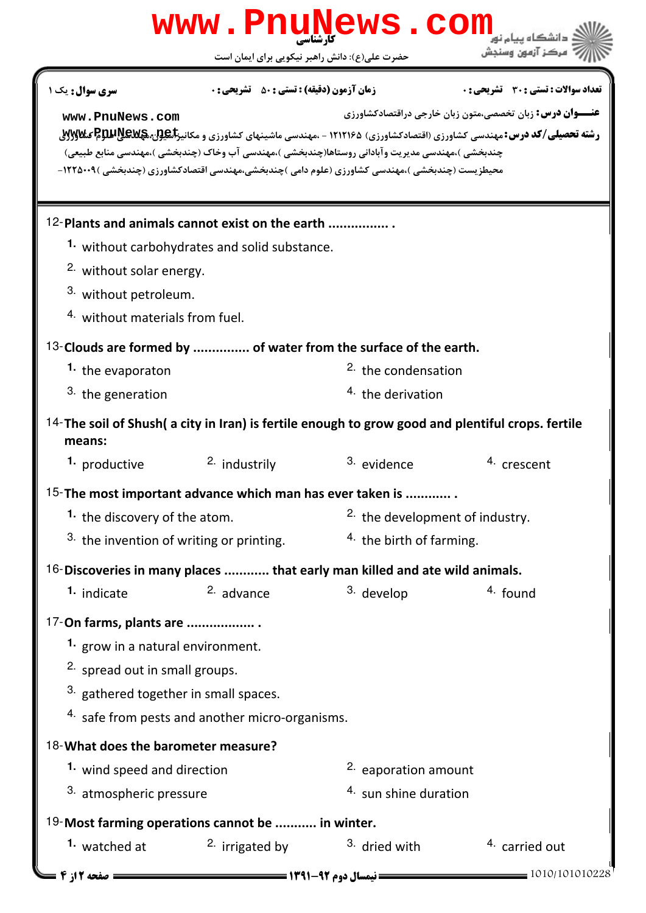**سری سوال:** یک ۱ | **زمان آزمون (دقیقه) : تستی :** ۵۰ **تشریحی :** ۰ | **تعداد سوالات : تستی :** ۳۰ **تشریحی :** ۰

**عنـــوان درس:** زبان تخصصی،متون زبان خارجی دراقتصادکشاورزی

**رشته تحصیلی/کد درس:** مهندسی کشاورزی (اقتصادکشاورزی) ۱۲۱۲۱۶۵ - ،مهندسی ماشینهای کشاورزی و مکانیزاسیون،مهندسی علوم کشاورزی چندبخشی )،مهندسی مدیریت وآبادانی روستاها(چندبخشی )،مهندسی آب وخاک (چندبخشی )،مهندسی منابع طبیعی محیطزیست (چندبخشی )،مهندسی کشاورزی (علوم دامی )چندبخشی،مهندسی اقتصادکشاورزی (چندبخشی )۱۲۲۵۰۰۹-

12- **Plants and animals cannot exist on the earth ................ .**

1. without carbohydrates and solid substance.
2. without solar energy.
3. without petroleum.
4. without materials from fuel.

13- **Clouds are formed by ............... of water from the surface of the earth.**

1. the evaporaton
2. the condensation
3. the generation
4. the derivation

14- **The soil of Shush( a city in Iran) is fertile enough to grow good and plentiful crops. fertile means:**

1. productive
2. industrily
3. evidence
4. crescent

15- **The most important advance which man has ever taken is ............ .**

1. the discovery of the atom.
2. the development of industry.
3. the invention of writing or printing.
4. the birth of farming.

16- **Discoveries in many places ............ that early man killed and ate wild animals.**

1. indicate
2. advance
3. develop
4. found

17- **On farms, plants are .................. .**

1. grow in a natural environment.
2. spread out in small groups.
3. gathered together in small spaces.
4. safe from pests and another micro-organisms.

18- **What does the barometer measure?**

1. wind speed and direction
2. eaporation amount
3. atmospheric pressure
4. sun shine duration

19- **Most farming operations cannot be ........... in winter.**

1. watched at
2. irrigated by
3. dried with
4. carried out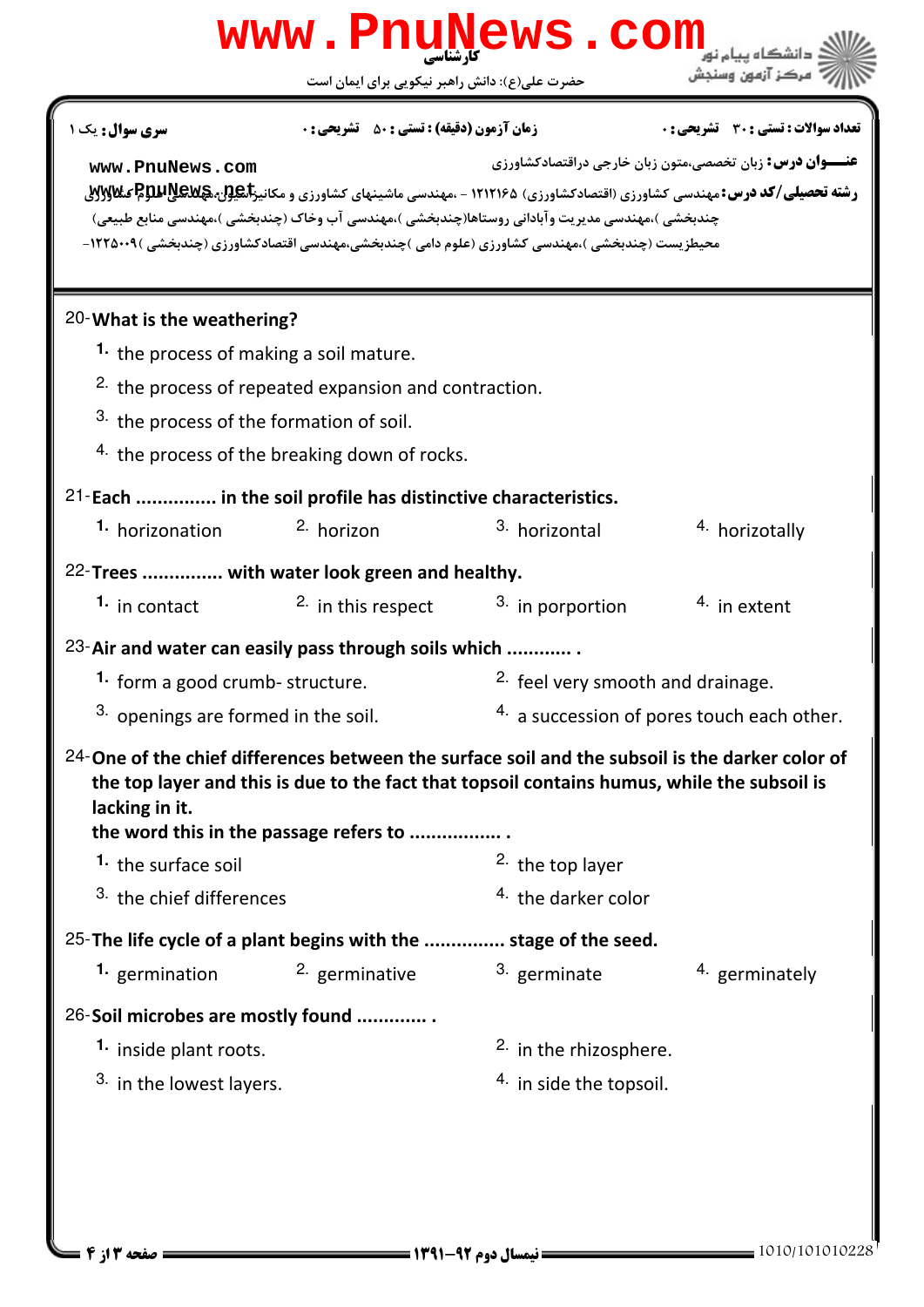**سری سوال:** یک ۱ | **زمان آزمون (دقیقه) : تستی :** ۵۰ **تشریحی :** ۰ | **تعداد سوالات : تستی :** ۳۰ **تشریحی :** ۰

**عنـــوان درس:** زبان تخصصی،متون زبان خارجی دراقتصادکشاورزی

**رشته تحصیلی/کد درس:** مهندسی کشاورزی (اقتصادکشاورزی) ۱۲۱۲۱۶۵ - ،مهندسی ماشینهای کشاورزی و مکانیزاسیون،مهندسی علوم کشاورزی (چندبخشی )،مهندسی مدیریت وآبادانی روستاها(چندبخشی )،مهندسی آب وخاک (چندبخشی )،مهندسی منابع طبیعی محیطزیست (چندبخشی )،مهندسی کشاورزی (علوم دامی )چندبخشی،مهندسی اقتصادکشاورزی (چندبخشی )۱۲۲۵۰۰۹-

20-**What is the weathering?**

1. the process of making a soil mature.
2. the process of repeated expansion and contraction.
3. the process of the formation of soil.
4. the process of the breaking down of rocks.

21-**Each ............... in the soil profile has distinctive characteristics.**

1. horizonation
2. horizon
3. horizontal
4. horizotally

22-**Trees ............... with water look green and healthy.**

1. in contact
2. in this respect
3. in porportion
4. in extent

23-**Air and water can easily pass through soils which ............ .**

1. form a good crumb- structure.
2. feel very smooth and drainage.
3. openings are formed in the soil.
4. a succession of pores touch each other.

24-**One of the chief differences between the surface soil and the subsoil is the darker color of the top layer and this is due to the fact that topsoil contains humus, while the subsoil is lacking in it.**
**the word this in the passage refers to ................ .**

1. the surface soil
2. the top layer
3. the chief differences
4. the darker color

25-**The life cycle of a plant begins with the ............... stage of the seed.**

1. germination
2. germinative
3. germinate
4. germinately

26-**Soil microbes are mostly found ............ .**

1. inside plant roots.
2. in the rhizosphere.
3. in the lowest layers.
4. in side the topsoil.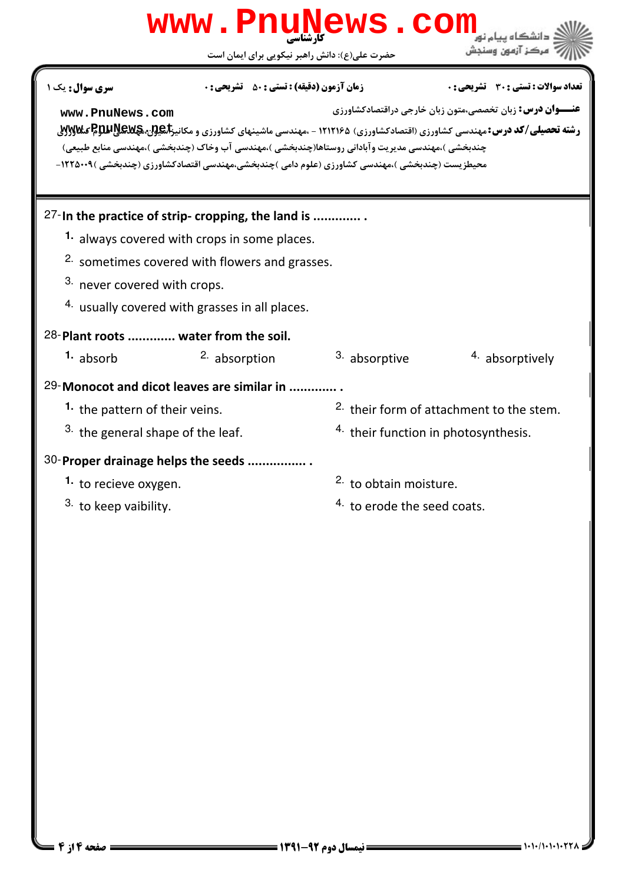27-**In the practice of strip- cropping, the land is ............. .**

1. always covered with crops in some places.
2. sometimes covered with flowers and grasses.
3. never covered with crops.
4. usually covered with grasses in all places.

28-**Plant roots ............. water from the soil.**

1. absorb
2. absorption
3. absorptive
4. absorptively

29-**Monocot and dicot leaves are similar in ............. .**

1. the pattern of their veins.
2. their form of attachment to the stem.
3. the general shape of the leaf.
4. their function in photosynthesis.

30-**Proper drainage helps the seeds ................ .**

1. to recieve oxygen.
2. to obtain moisture.
3. to keep vaibility.
4. to erode the seed coats.